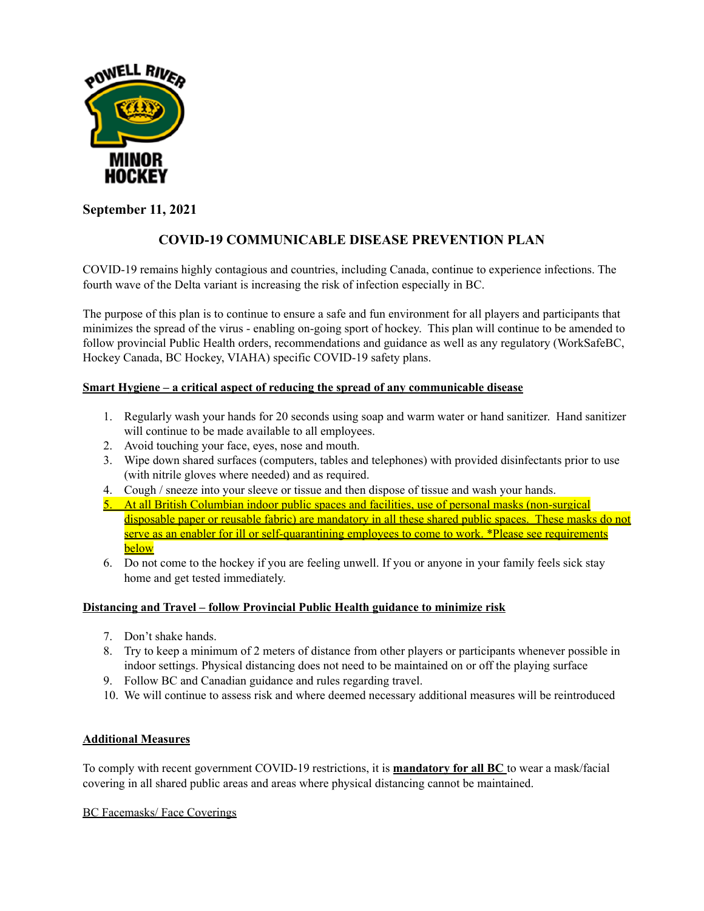**September 11, 2021**

# COVID-19 COMMUNICABLE DISEASE PREVENTION PLAN

COVID-19 remains highly contagious and countries, including Canada, continue to experience infections. The fourth wave of the Delta variant is increasing the risk of infection especially in BC.

The purpose of this plan is to continue to ensure a safe and fun environment for all players and participants that minimizes the spread of the virus - enabling on-going sport of hockey. This plan will continue to be amended to follow provincial Public Health orders, recommendations and guidance as well as any regulatory (WorkSafeBC, Hockey Canada, BC Hockey, VIAHA) specific COVID-19 safety plans.

## Smart Hygiene – a critical aspect of reducing the spread of any communicable disease

1. Regularly wash your hands for 20 seconds using soap and warm water or hand sanitizer. Hand sanitizer will continue to be made available to all employees.
2. Avoid touching your face, eyes, nose and mouth.
3. Wipe down shared surfaces (computers, tables and telephones) with provided disinfectants prior to use (with nitrile gloves where needed) and as required.
4. Cough / sneeze into your sleeve or tissue and then dispose of tissue and wash your hands.
5. At all British Columbian indoor public spaces and facilities, use of personal masks (non-surgical disposable paper or reusable fabric) are mandatory in all these shared public spaces. These masks do not serve as an enabler for ill or self-quarantining employees to come to work. *Please see requirements below
6. Do not come to the hockey if you are feeling unwell. If you or anyone in your family feels sick stay home and get tested immediately.

## Distancing and Travel – follow Provincial Public Health guidance to minimize risk

7. Don't shake hands.
8. Try to keep a minimum of 2 meters of distance from other players or participants whenever possible in indoor settings. Physical distancing does not need to be maintained on or off the playing surface
9. Follow BC and Canadian guidance and rules regarding travel.
10. We will continue to assess risk and where deemed necessary additional measures will be reintroduced

## Additional Measures

To comply with recent government COVID-19 restrictions, it is **mandatory for all BC** to wear a mask/facial covering in all shared public areas and areas where physical distancing cannot be maintained.

BC Facemasks/ Face Coverings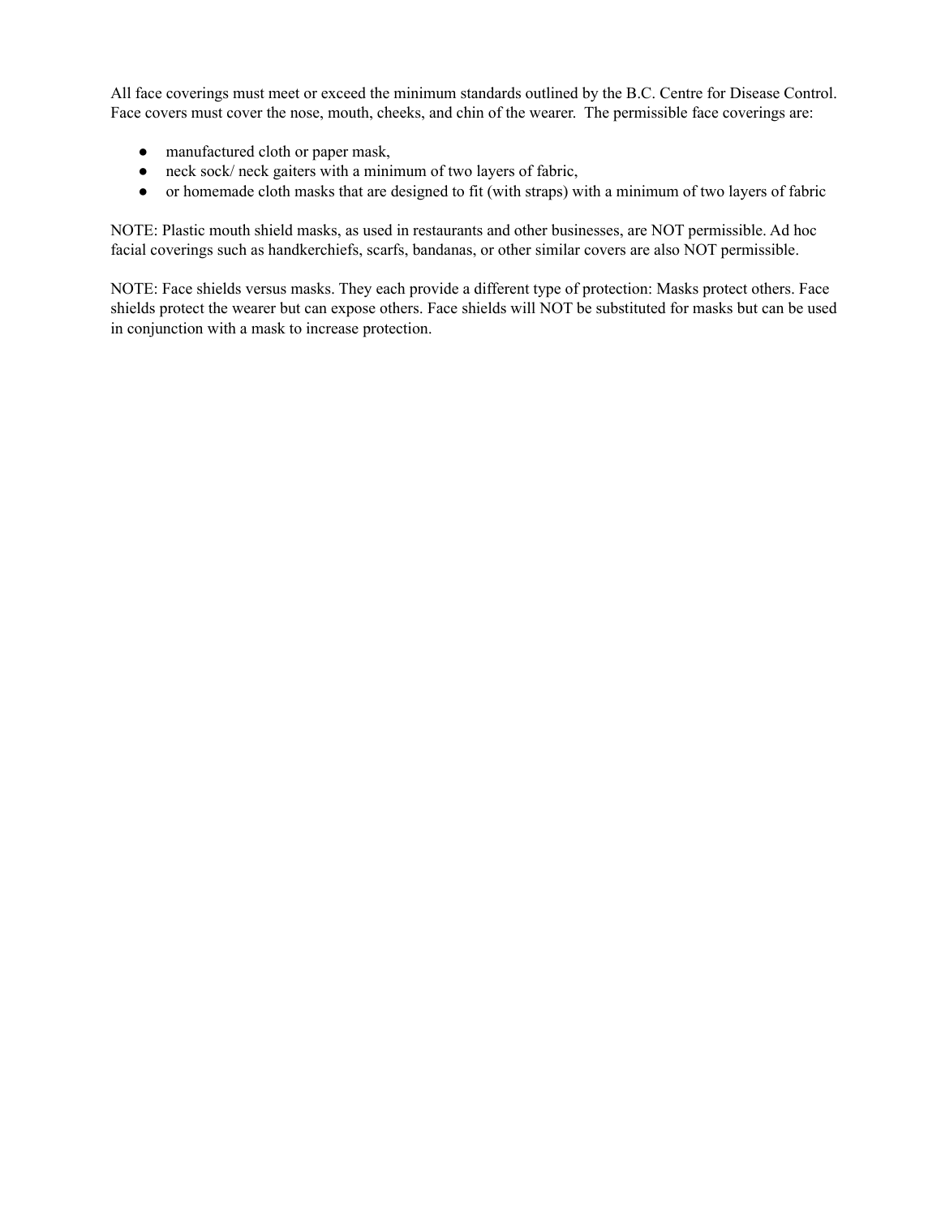All face coverings must meet or exceed the minimum standards outlined by the B.C. Centre for Disease Control. Face covers must cover the nose, mouth, cheeks, and chin of the wearer. The permissible face coverings are:

- manufactured cloth or paper mask,
- neck sock/ neck gaiters with a minimum of two layers of fabric,
- or homemade cloth masks that are designed to fit (with straps) with a minimum of two layers of fabric

NOTE: Plastic mouth shield masks, as used in restaurants and other businesses, are NOT permissible. Ad hoc facial coverings such as handkerchiefs, scarfs, bandanas, or other similar covers are also NOT permissible.

NOTE: Face shields versus masks. They each provide a different type of protection: Masks protect others. Face shields protect the wearer but can expose others. Face shields will NOT be substituted for masks but can be used in conjunction with a mask to increase protection.